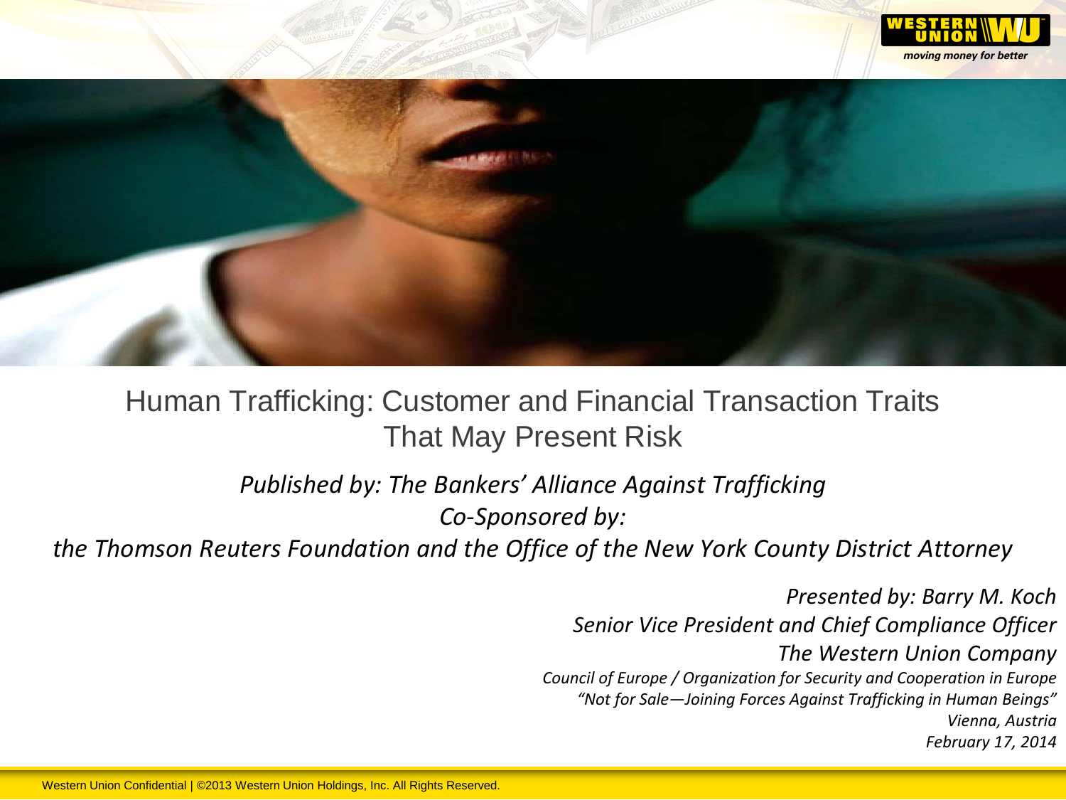# Human Trafficking: Customer and Financial Transaction Traits That May Present Risk

*Published by: The Bankers' Alliance Against Trafficking*

*Co-Sponsored by:*

*the Thomson Reuters Foundation and the Office of the New York County District Attorney*

*Presented by: Barry M. Koch*

*Senior Vice President and Chief Compliance Officer*

*The Western Union Company*

*Council of Europe / Organization for Security and Cooperation in Europe*

*"Not for Sale—Joining Forces Against Trafficking in Human Beings"*

*Vienna, Austria*

*February 17, 2014*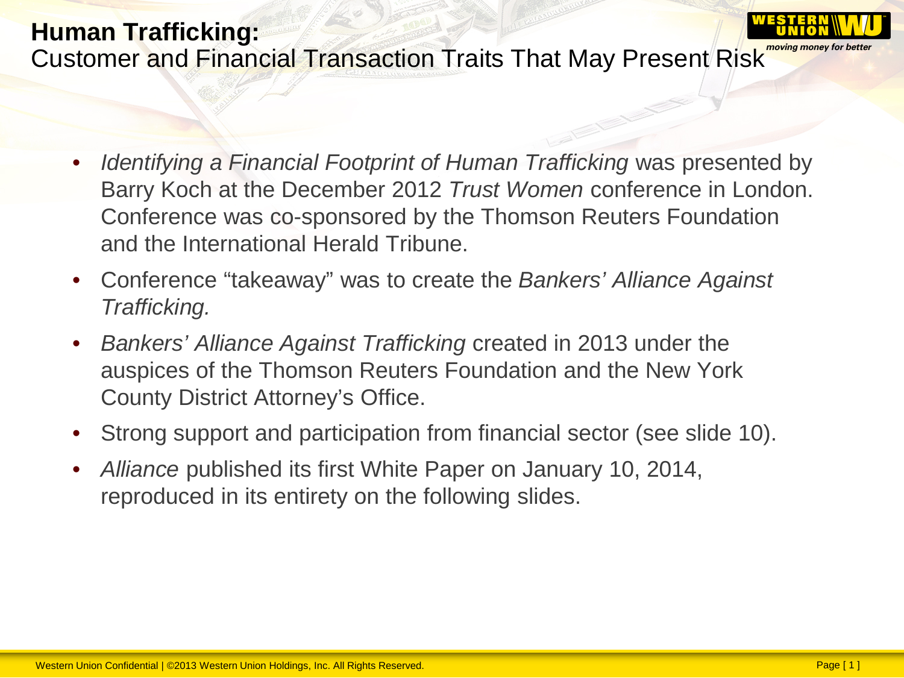# Human Trafficking:

## Customer and Financial Transaction Traits That May Present Risk

- *Identifying a Financial Footprint of Human Trafficking* was presented by Barry Koch at the December 2012 *Trust Women* conference in London. Conference was co-sponsored by the Thomson Reuters Foundation and the International Herald Tribune.
- Conference "takeaway" was to create the *Bankers' Alliance Against Trafficking.*
- *Bankers' Alliance Against Trafficking* created in 2013 under the auspices of the Thomson Reuters Foundation and the New York County District Attorney's Office.
- Strong support and participation from financial sector (see slide 10).
- *Alliance* published its first White Paper on January 10, 2014, reproduced in its entirety on the following slides.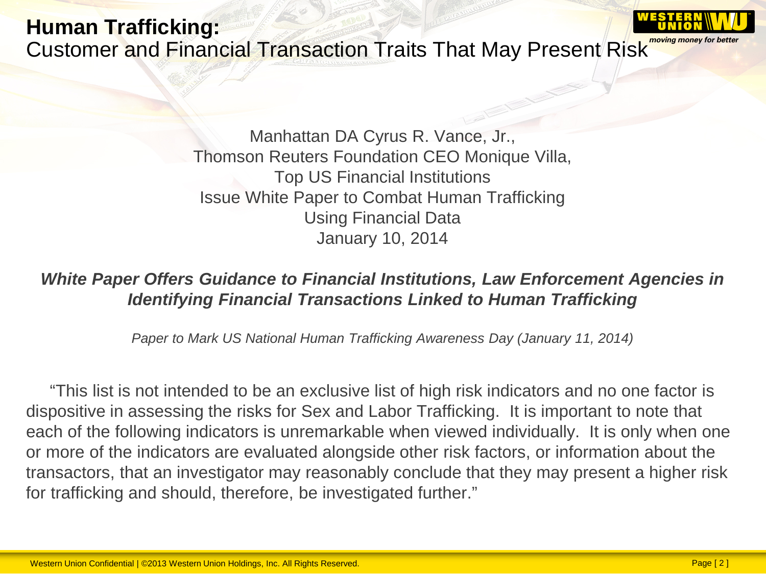# Human Trafficking:

Customer and Financial Transaction Traits That May Present Risk

Manhattan DA Cyrus R. Vance, Jr.,
Thomson Reuters Foundation CEO Monique Villa,
Top US Financial Institutions
Issue White Paper to Combat Human Trafficking
Using Financial Data
January 10, 2014

***White Paper Offers Guidance to Financial Institutions, Law Enforcement Agencies in Identifying Financial Transactions Linked to Human Trafficking***

*Paper to Mark US National Human Trafficking Awareness Day (January 11, 2014)*

"This list is not intended to be an exclusive list of high risk indicators and no one factor is dispositive in assessing the risks for Sex and Labor Trafficking. It is important to note that each of the following indicators is unremarkable when viewed individually. It is only when one or more of the indicators are evaluated alongside other risk factors, or information about the transactors, that an investigator may reasonably conclude that they may present a higher risk for trafficking and should, therefore, be investigated further."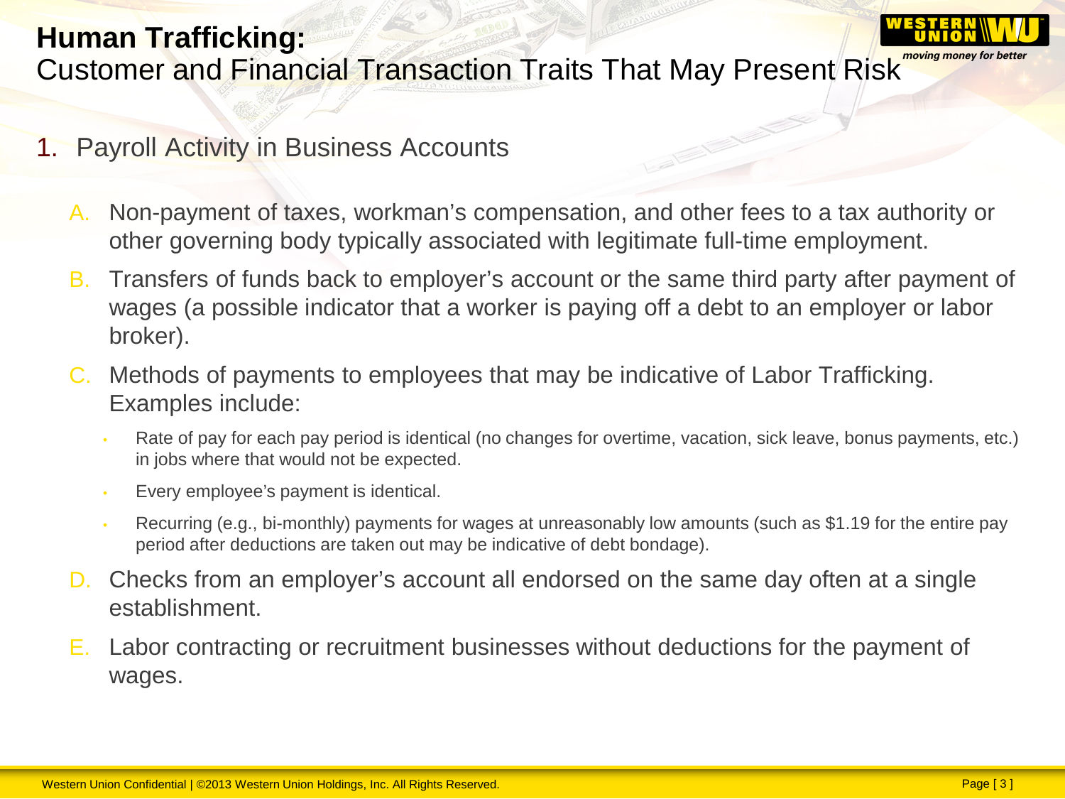# Human Trafficking:

## Customer and Financial Transaction Traits That May Present Risk

1. Payroll Activity in Business Accounts

   A. Non-payment of taxes, workman's compensation, and other fees to a tax authority or other governing body typically associated with legitimate full-time employment.

   B. Transfers of funds back to employer's account or the same third party after payment of wages (a possible indicator that a worker is paying off a debt to an employer or labor broker).

   C. Methods of payments to employees that may be indicative of Labor Trafficking. Examples include:

      - Rate of pay for each pay period is identical (no changes for overtime, vacation, sick leave, bonus payments, etc.) in jobs where that would not be expected.
      - Every employee's payment is identical.
      - Recurring (e.g., bi-monthly) payments for wages at unreasonably low amounts (such as $1.19 for the entire pay period after deductions are taken out may be indicative of debt bondage).

   D. Checks from an employer's account all endorsed on the same day often at a single establishment.

   E. Labor contracting or recruitment businesses without deductions for the payment of wages.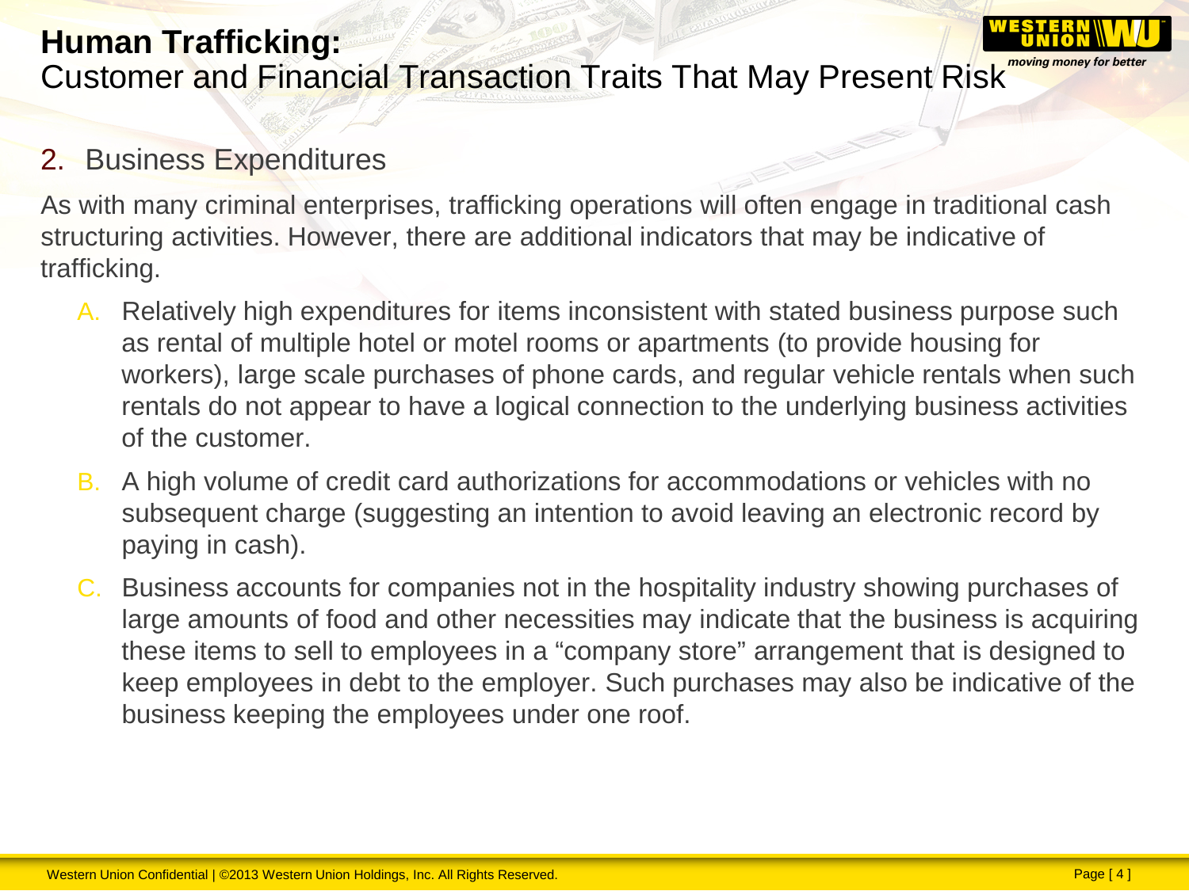# **Human Trafficking:**
Customer and Financial Transaction Traits That May Present Risk

## 2. Business Expenditures

As with many criminal enterprises, trafficking operations will often engage in traditional cash structuring activities. However, there are additional indicators that may be indicative of trafficking.

A. Relatively high expenditures for items inconsistent with stated business purpose such as rental of multiple hotel or motel rooms or apartments (to provide housing for workers), large scale purchases of phone cards, and regular vehicle rentals when such rentals do not appear to have a logical connection to the underlying business activities of the customer.

B. A high volume of credit card authorizations for accommodations or vehicles with no subsequent charge (suggesting an intention to avoid leaving an electronic record by paying in cash).

C. Business accounts for companies not in the hospitality industry showing purchases of large amounts of food and other necessities may indicate that the business is acquiring these items to sell to employees in a "company store" arrangement that is designed to keep employees in debt to the employer. Such purchases may also be indicative of the business keeping the employees under one roof.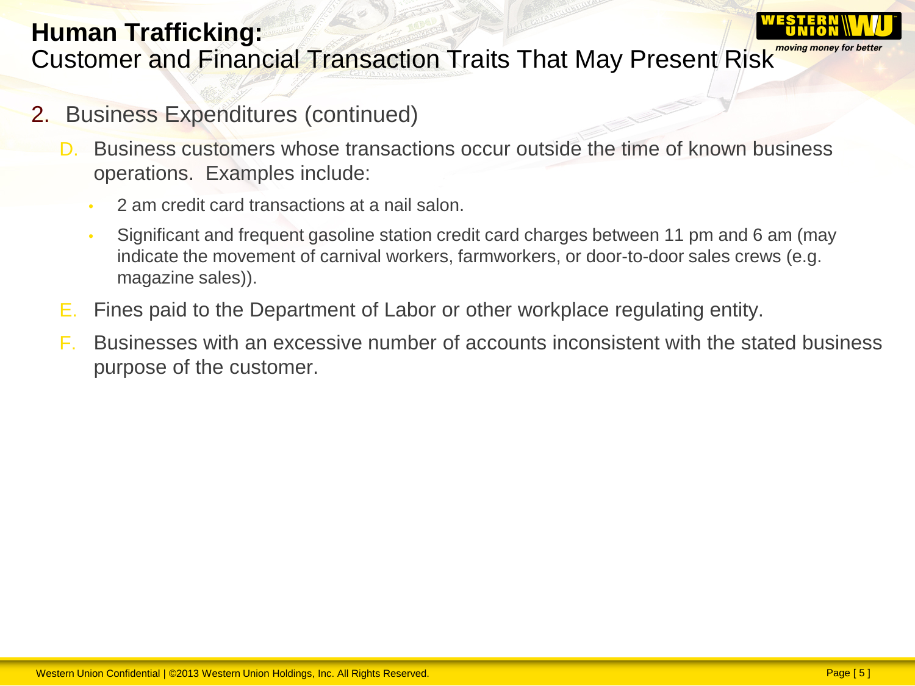# Human Trafficking:

Customer and Financial Transaction Traits That May Present Risk

2. Business Expenditures (continued)

   D. Business customers whose transactions occur outside the time of known business operations. Examples include:

      - 2 am credit card transactions at a nail salon.
      - Significant and frequent gasoline station credit card charges between 11 pm and 6 am (may indicate the movement of carnival workers, farmworkers, or door-to-door sales crews (e.g. magazine sales)).

   E. Fines paid to the Department of Labor or other workplace regulating entity.

   F. Businesses with an excessive number of accounts inconsistent with the stated business purpose of the customer.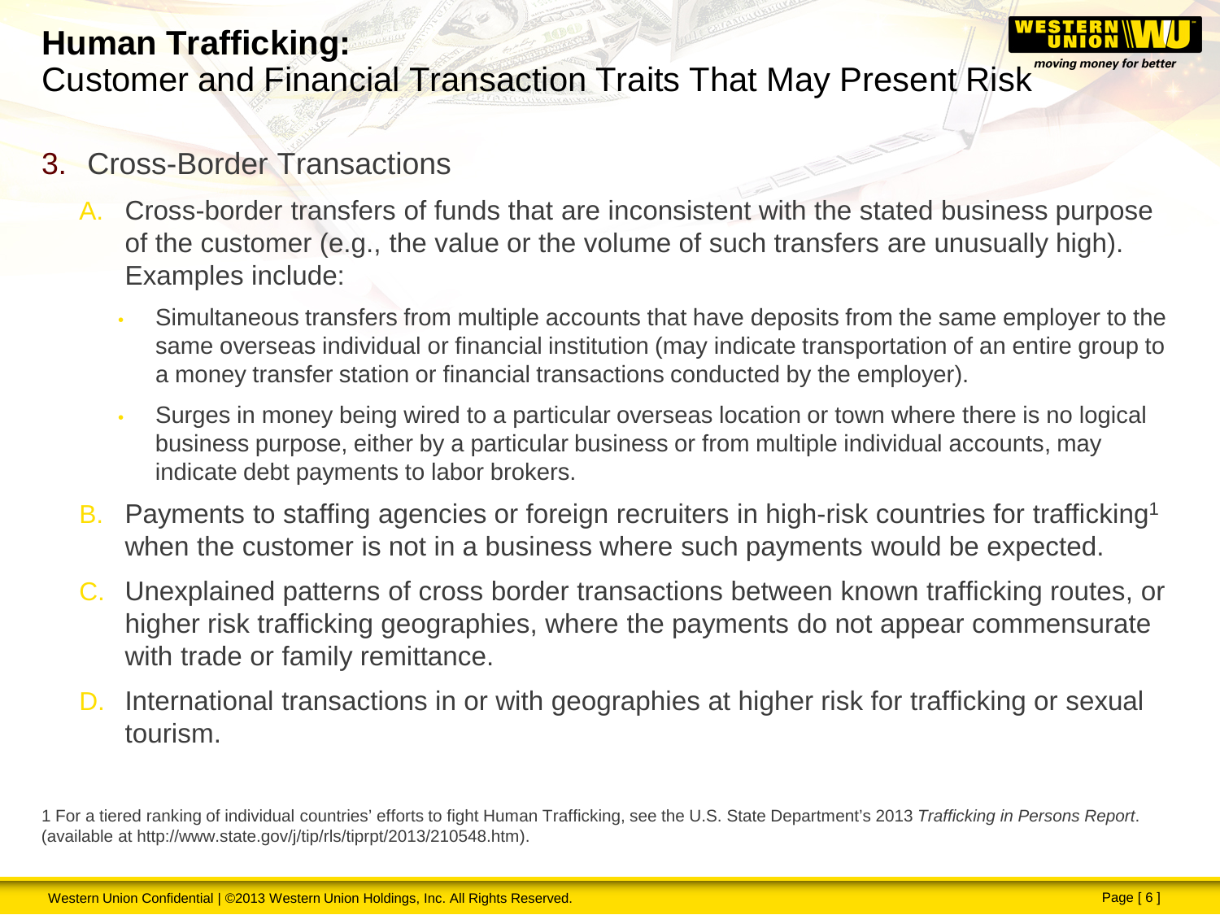# Human Trafficking:
## Customer and Financial Transaction Traits That May Present Risk

3. Cross-Border Transactions

   A. Cross-border transfers of funds that are inconsistent with the stated business purpose of the customer (e.g., the value or the volume of such transfers are unusually high). Examples include:

      - Simultaneous transfers from multiple accounts that have deposits from the same employer to the same overseas individual or financial institution (may indicate transportation of an entire group to a money transfer station or financial transactions conducted by the employer).
      - Surges in money being wired to a particular overseas location or town where there is no logical business purpose, either by a particular business or from multiple individual accounts, may indicate debt payments to labor brokers.

   B. Payments to staffing agencies or foreign recruiters in high-risk countries for trafficking[1] when the customer is not in a business where such payments would be expected.

   C. Unexplained patterns of cross border transactions between known trafficking routes, or higher risk trafficking geographies, where the payments do not appear commensurate with trade or family remittance.

   D. International transactions in or with geographies at higher risk for trafficking or sexual tourism.

1 For a tiered ranking of individual countries' efforts to fight Human Trafficking, see the U.S. State Department's 2013 *Trafficking in Persons Report*. (available at http://www.state.gov/j/tip/rls/tiprpt/2013/210548.htm).

Western Union Confidential | ©2013 Western Union Holdings, Inc. All Rights Reserved.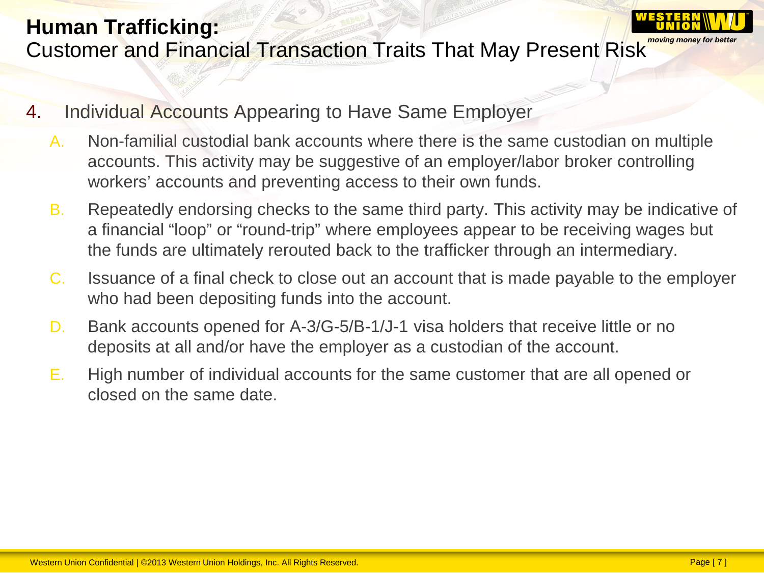# Human Trafficking:
## Customer and Financial Transaction Traits That May Present Risk

4. Individual Accounts Appearing to Have Same Employer

   A. Non-familial custodial bank accounts where there is the same custodian on multiple accounts. This activity may be suggestive of an employer/labor broker controlling workers' accounts and preventing access to their own funds.

   B. Repeatedly endorsing checks to the same third party. This activity may be indicative of a financial "loop" or "round-trip" where employees appear to be receiving wages but the funds are ultimately rerouted back to the trafficker through an intermediary.

   C. Issuance of a final check to close out an account that is made payable to the employer who had been depositing funds into the account.

   D. Bank accounts opened for A-3/G-5/B-1/J-1 visa holders that receive little or no deposits at all and/or have the employer as a custodian of the account.

   E. High number of individual accounts for the same customer that are all opened or closed on the same date.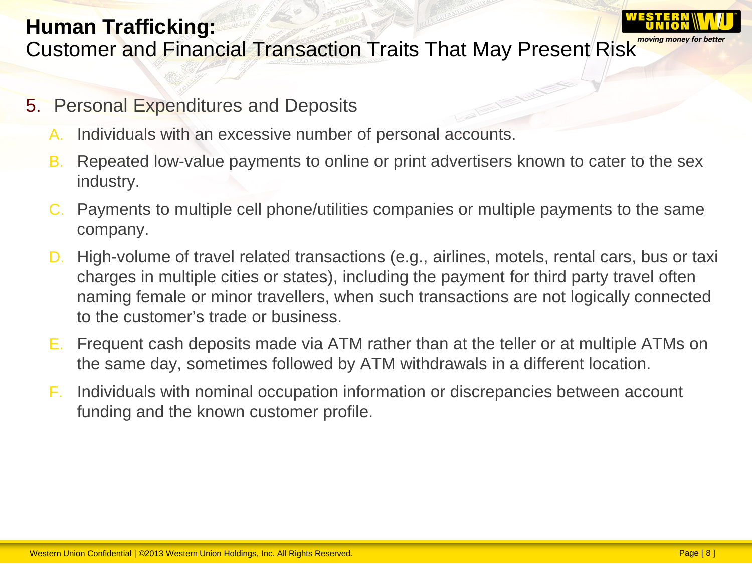# Human Trafficking:

## Customer and Financial Transaction Traits That May Present Risk

5. Personal Expenditures and Deposits
   - A. Individuals with an excessive number of personal accounts.
   - B. Repeated low-value payments to online or print advertisers known to cater to the sex industry.
   - C. Payments to multiple cell phone/utilities companies or multiple payments to the same company.
   - D. High-volume of travel related transactions (e.g., airlines, motels, rental cars, bus or taxi charges in multiple cities or states), including the payment for third party travel often naming female or minor travellers, when such transactions are not logically connected to the customer's trade or business.
   - E. Frequent cash deposits made via ATM rather than at the teller or at multiple ATMs on the same day, sometimes followed by ATM withdrawals in a different location.
   - F. Individuals with nominal occupation information or discrepancies between account funding and the known customer profile.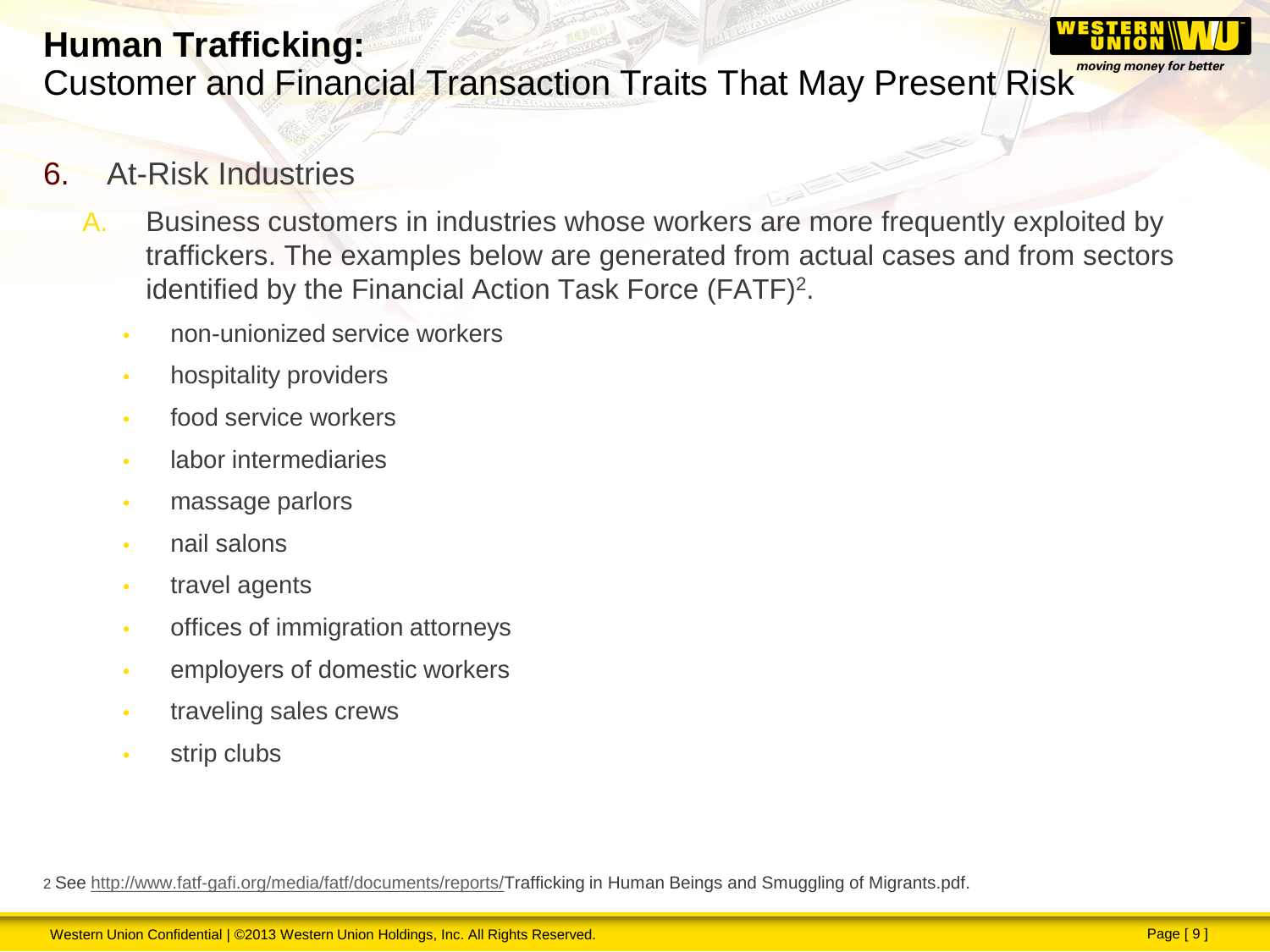# Human Trafficking:
## Customer and Financial Transaction Traits That May Present Risk

6. At-Risk Industries

   A. Business customers in industries whose workers are more frequently exploited by traffickers. The examples below are generated from actual cases and from sectors identified by the Financial Action Task Force (FATF)[2].

      - non-unionized service workers
      - hospitality providers
      - food service workers
      - labor intermediaries
      - massage parlors
      - nail salons
      - travel agents
      - offices of immigration attorneys
      - employers of domestic workers
      - traveling sales crews
      - strip clubs

2 See http://www.fatf-gafi.org/media/fatf/documents/reports/Trafficking in Human Beings and Smuggling of Migrants.pdf.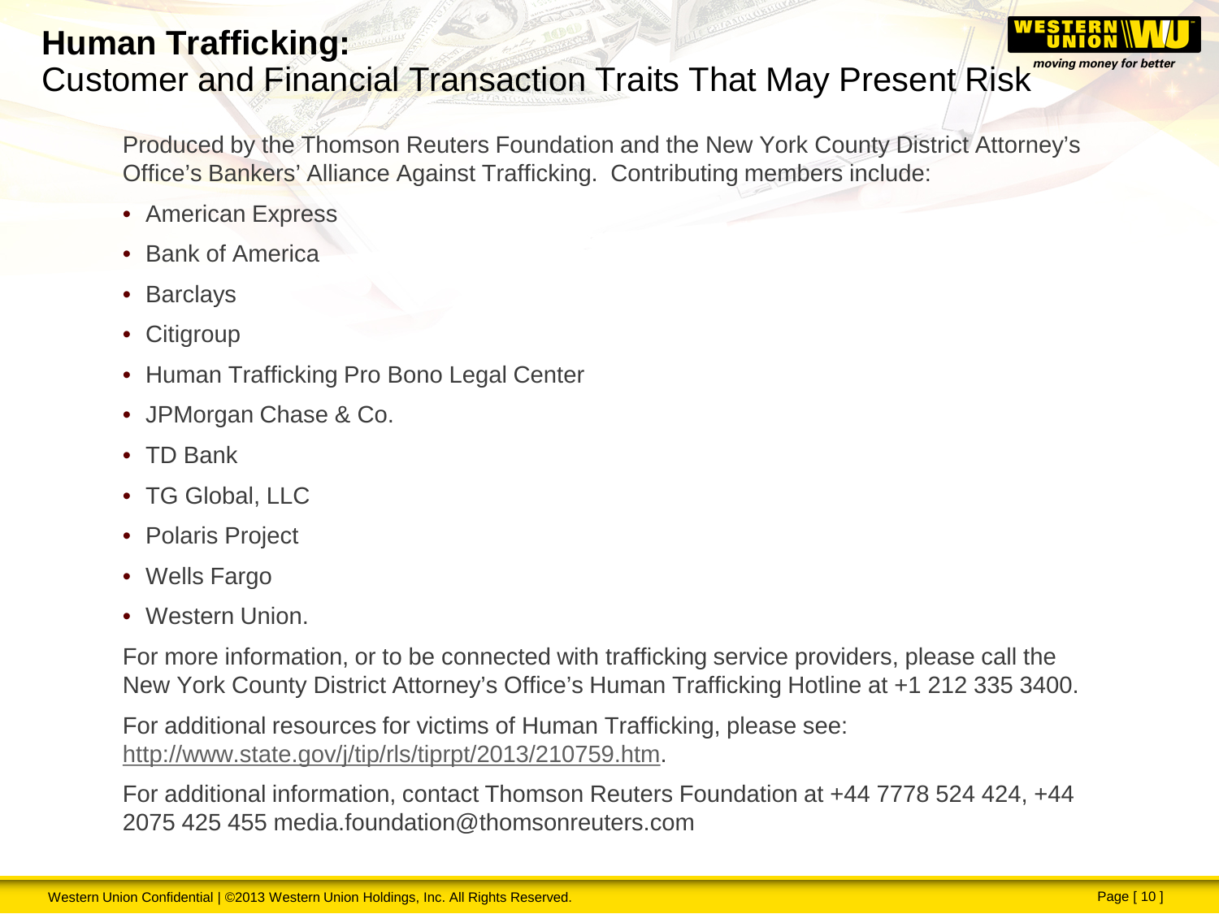# Human Trafficking:

## Customer and Financial Transaction Traits That May Present Risk

Produced by the Thomson Reuters Foundation and the New York County District Attorney's Office's Bankers' Alliance Against Trafficking. Contributing members include:

- American Express
- Bank of America
- Barclays
- Citigroup
- Human Trafficking Pro Bono Legal Center
- JPMorgan Chase & Co.
- TD Bank
- TG Global, LLC
- Polaris Project
- Wells Fargo
- Western Union.

For more information, or to be connected with trafficking service providers, please call the New York County District Attorney's Office's Human Trafficking Hotline at +1 212 335 3400.

For additional resources for victims of Human Trafficking, please see: http://www.state.gov/j/tip/rls/tiprpt/2013/210759.htm.

For additional information, contact Thomson Reuters Foundation at +44 7778 524 424, +44 2075 425 455 media.foundation@thomsonreuters.com